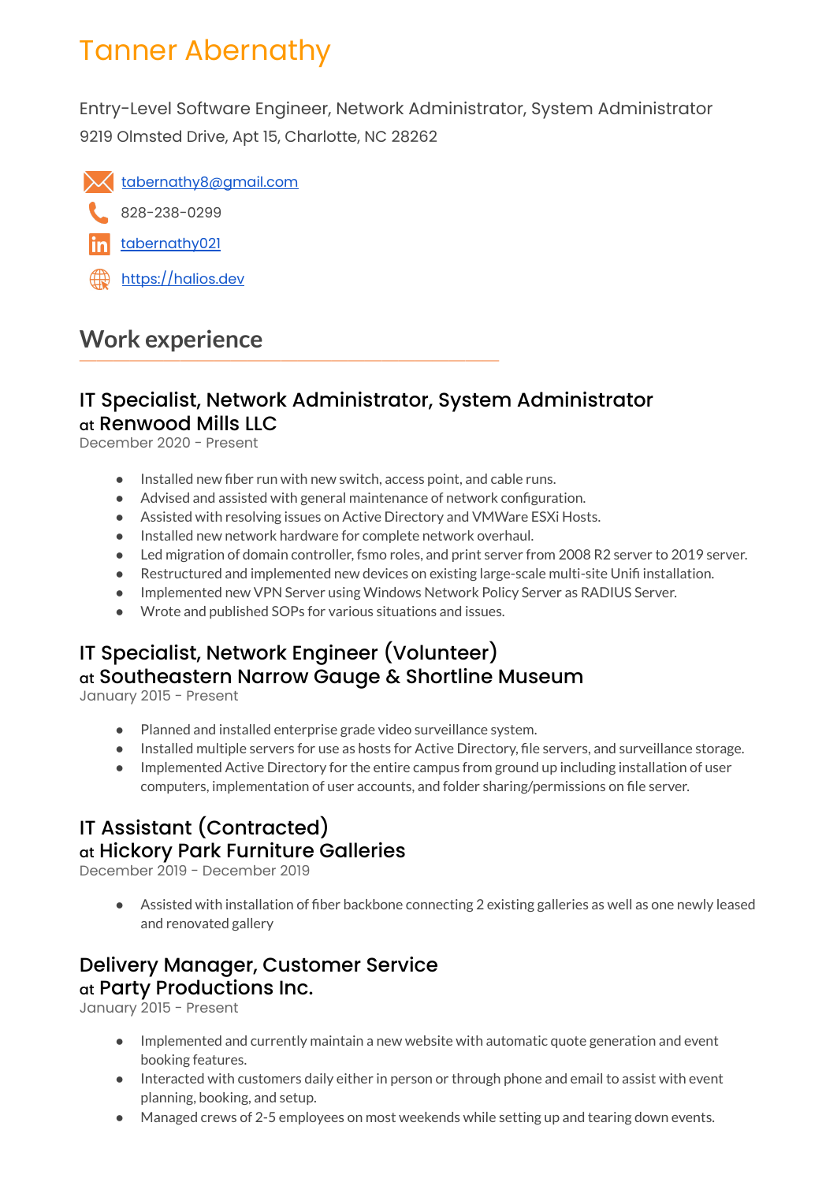# Tanner Abernathy

Entry-Level Software Engineer, Network Administrator, System Administrator

9219 Olmsted Drive, Apt 15, Charlotte, NC 28262

[tabernathy8@gmail.com](mailto:tabernathy8@gmail.com)

828-238-0299

[tabernathy021](tabernathy021)

[https://halios.dev](https://halios.dev)

## Work experience

### IT Specialist, Network Administrator, System Administrator
### at Renwood Mills LLC

December 2020 - Present

- Installed new fiber run with new switch, access point, and cable runs.
- Advised and assisted with general maintenance of network configuration.
- Assisted with resolving issues on Active Directory and VMWare ESXi Hosts.
- Installed new network hardware for complete network overhaul.
- Led migration of domain controller, fsmo roles, and print server from 2008 R2 server to 2019 server.
- Restructured and implemented new devices on existing large-scale multi-site Unifi installation.
- Implemented new VPN Server using Windows Network Policy Server as RADIUS Server.
- Wrote and published SOPs for various situations and issues.

### IT Specialist, Network Engineer (Volunteer)
### at Southeastern Narrow Gauge & Shortline Museum

January 2015 - Present

- Planned and installed enterprise grade video surveillance system.
- Installed multiple servers for use as hosts for Active Directory, file servers, and surveillance storage.
- Implemented Active Directory for the entire campus from ground up including installation of user computers, implementation of user accounts, and folder sharing/permissions on file server.

### IT Assistant (Contracted)
### at Hickory Park Furniture Galleries

December 2019 - December 2019

- Assisted with installation of fiber backbone connecting 2 existing galleries as well as one newly leased and renovated gallery

### Delivery Manager, Customer Service
### at Party Productions Inc.

January 2015 - Present

- Implemented and currently maintain a new website with automatic quote generation and event booking features.
- Interacted with customers daily either in person or through phone and email to assist with event planning, booking, and setup.
- Managed crews of 2-5 employees on most weekends while setting up and tearing down events.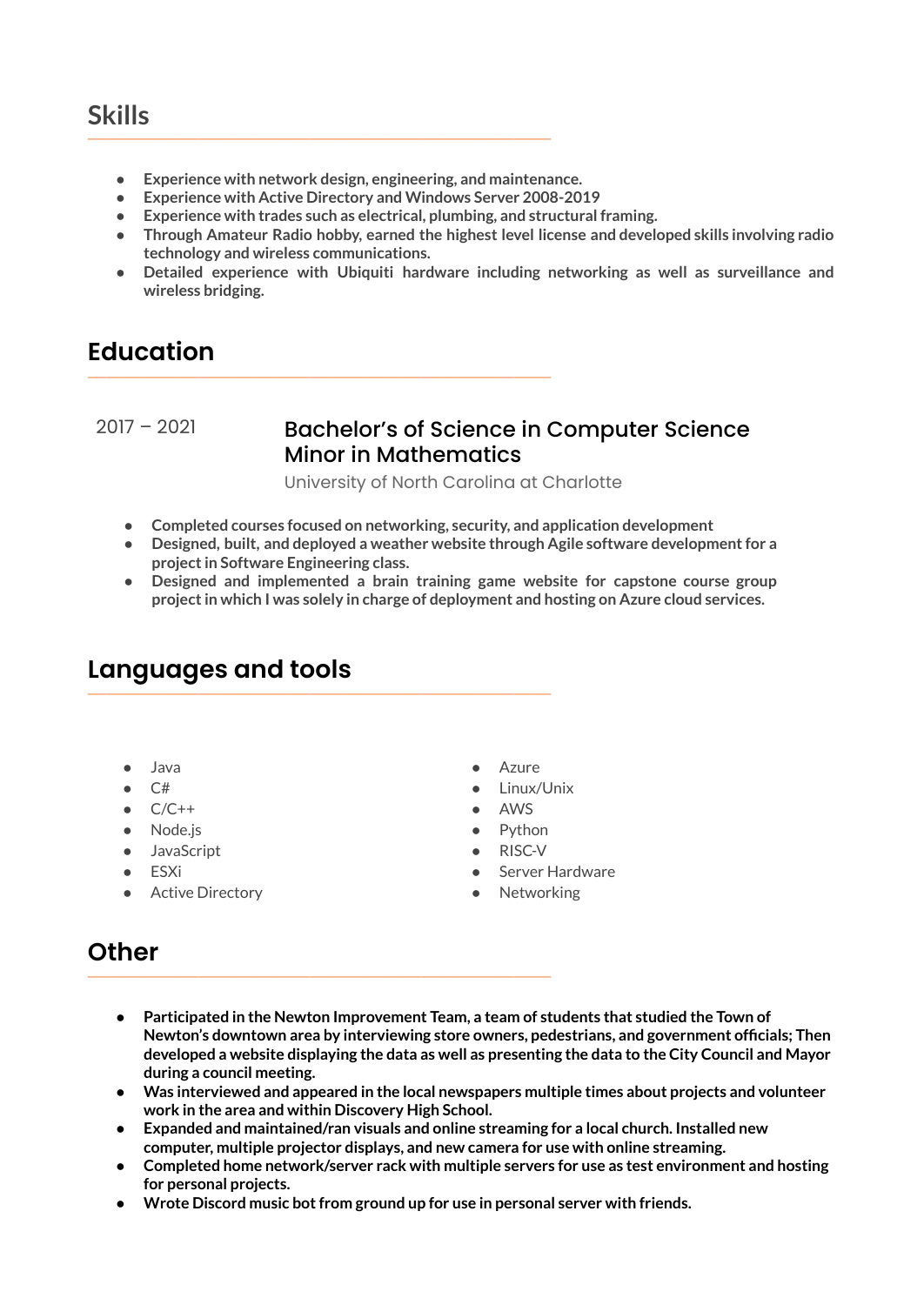## Skills

- **Experience with network design, engineering, and maintenance.**
- **Experience with Active Directory and Windows Server 2008-2019**
- **Experience with trades such as electrical, plumbing, and structural framing.**
- **Through Amateur Radio hobby, earned the highest level license and developed skills involving radio technology and wireless communications.**
- **Detailed experience with Ubiquiti hardware including networking as well as surveillance and wireless bridging.**

## Education

2017 – 2021

### Bachelor's of Science in Computer Science
### Minor in Mathematics

University of North Carolina at Charlotte

- **Completed courses focused on networking, security, and application development**
- **Designed, built, and deployed a weather website through Agile software development for a project in Software Engineering class.**
- **Designed and implemented a brain training game website for capstone course group project in which I was solely in charge of deployment and hosting on Azure cloud services.**

## Languages and tools

- Java
- C#
- C/C++
- Node.js
- JavaScript
- ESXi
- Active Directory
- Azure
- Linux/Unix
- AWS
- Python
- RISC-V
- Server Hardware
- Networking

## Other

- **Participated in the Newton Improvement Team, a team of students that studied the Town of Newton's downtown area by interviewing store owners, pedestrians, and government officials; Then developed a website displaying the data as well as presenting the data to the City Council and Mayor during a council meeting.**
- **Was interviewed and appeared in the local newspapers multiple times about projects and volunteer work in the area and within Discovery High School.**
- **Expanded and maintained/ran visuals and online streaming for a local church. Installed new computer, multiple projector displays, and new camera for use with online streaming.**
- **Completed home network/server rack with multiple servers for use as test environment and hosting for personal projects.**
- **Wrote Discord music bot from ground up for use in personal server with friends.**